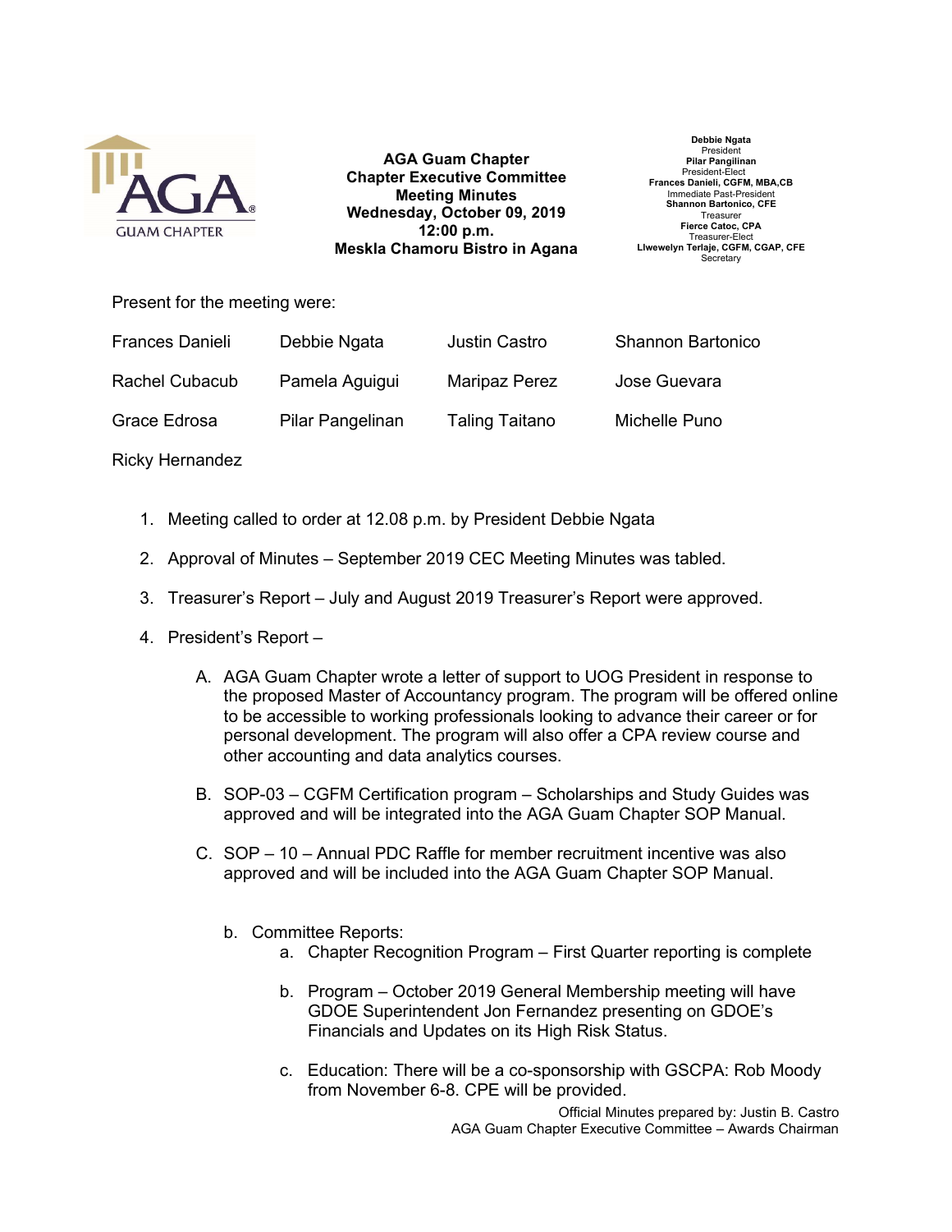**AGA Guam Chapter**
**Chapter Executive Committee**
**Meeting Minutes**
**Wednesday, October 09, 2019**
**12:00 p.m.**
**Meskla Chamoru Bistro in Agana**

**Debbie Ngata**
President
**Pilar Pangilinan**
President-Elect
**Frances Danieli, CGFM, MBA,CB**
Immediate Past-President
**Shannon Bartonico, CFE**
Treasurer
**Fierce Catoc, CPA**
Treasurer-Elect
**Llwewelyn Terlaje, CGFM, CGAP, CFE**
Secretary

Present for the meeting were:

| | | | |
|---|---|---|---|
| Frances Danieli | Debbie Ngata | Justin Castro | Shannon Bartonico |
| Rachel Cubacub | Pamela Aguigui | Maripaz Perez | Jose Guevara |
| Grace Edrosa | Pilar Pangelinan | Taling Taitano | Michelle Puno |
| Ricky Hernandez | | | |

1. Meeting called to order at 12.08 p.m. by President Debbie Ngata
2. Approval of Minutes – September 2019 CEC Meeting Minutes was tabled.
3. Treasurer's Report – July and August 2019 Treasurer's Report were approved.
4. President's Report –
   A. AGA Guam Chapter wrote a letter of support to UOG President in response to the proposed Master of Accountancy program. The program will be offered online to be accessible to working professionals looking to advance their career or for personal development. The program will also offer a CPA review course and other accounting and data analytics courses.
   B. SOP-03 – CGFM Certification program – Scholarships and Study Guides was approved and will be integrated into the AGA Guam Chapter SOP Manual.
   C. SOP – 10 – Annual PDC Raffle for member recruitment incentive was also approved and will be included into the AGA Guam Chapter SOP Manual.

      b. Committee Reports:
         a. Chapter Recognition Program – First Quarter reporting is complete
         b. Program – October 2019 General Membership meeting will have GDOE Superintendent Jon Fernandez presenting on GDOE's Financials and Updates on its High Risk Status.
         c. Education: There will be a co-sponsorship with GSCPA: Rob Moody from November 6-8. CPE will be provided.

Official Minutes prepared by: Justin B. Castro
AGA Guam Chapter Executive Committee – Awards Chairman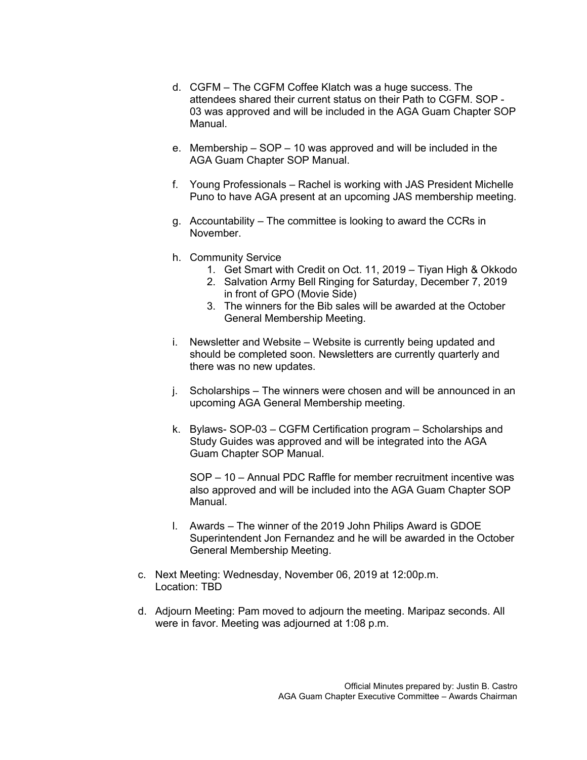d. CGFM – The CGFM Coffee Klatch was a huge success. The attendees shared their current status on their Path to CGFM. SOP - 03 was approved and will be included in the AGA Guam Chapter SOP Manual.

e. Membership – SOP – 10 was approved and will be included in the AGA Guam Chapter SOP Manual.

f. Young Professionals – Rachel is working with JAS President Michelle Puno to have AGA present at an upcoming JAS membership meeting.

g. Accountability – The committee is looking to award the CCRs in November.

h. Community Service
   1. Get Smart with Credit on Oct. 11, 2019 – Tiyan High & Okkodo
   2. Salvation Army Bell Ringing for Saturday, December 7, 2019 in front of GPO (Movie Side)
   3. The winners for the Bib sales will be awarded at the October General Membership Meeting.

i. Newsletter and Website – Website is currently being updated and should be completed soon. Newsletters are currently quarterly and there was no new updates.

j. Scholarships – The winners were chosen and will be announced in an upcoming AGA General Membership meeting.

k. Bylaws- SOP-03 – CGFM Certification program – Scholarships and Study Guides was approved and will be integrated into the AGA Guam Chapter SOP Manual.

   SOP – 10 – Annual PDC Raffle for member recruitment incentive was also approved and will be included into the AGA Guam Chapter SOP Manual.

l. Awards – The winner of the 2019 John Philips Award is GDOE Superintendent Jon Fernandez and he will be awarded in the October General Membership Meeting.

c. Next Meeting: Wednesday, November 06, 2019 at 12:00p.m.
   Location: TBD

d. Adjourn Meeting: Pam moved to adjourn the meeting. Maripaz seconds. All were in favor. Meeting was adjourned at 1:08 p.m.

Official Minutes prepared by: Justin B. Castro
AGA Guam Chapter Executive Committee – Awards Chairman